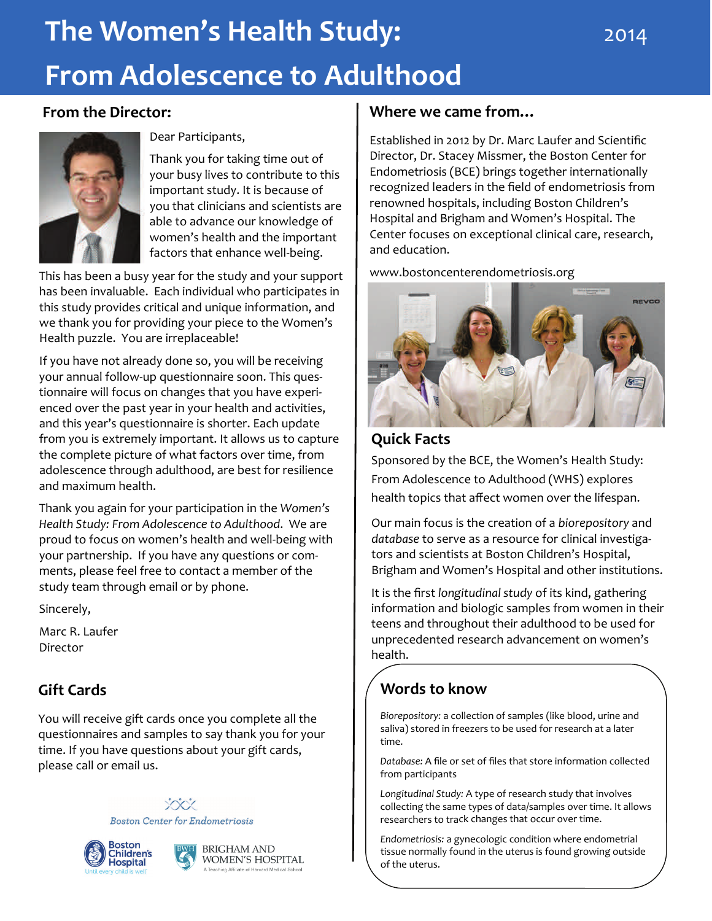# The Women's Health Study: From Adolescence to Adulthood

2014

## From the Director:

Dear Participants,

Thank you for taking time out of your busy lives to contribute to this important study. It is because of you that clinicians and scientists are able to advance our knowledge of women's health and the important factors that enhance well-being.

This has been a busy year for the study and your support has been invaluable. Each individual who participates in this study provides critical and unique information, and we thank you for providing your piece to the Women's Health puzzle. You are irreplaceable!

If you have not already done so, you will be receiving your annual follow-up questionnaire soon. This questionnaire will focus on changes that you have experienced over the past year in your health and activities, and this year's questionnaire is shorter. Each update from you is extremely important. It allows us to capture the complete picture of what factors over time, from adolescence through adulthood, are best for resilience and maximum health.

Thank you again for your participation in the *Women's Health Study: From Adolescence to Adulthood*. We are proud to focus on women's health and well-being with your partnership. If you have any questions or comments, please feel free to contact a member of the study team through email or by phone.

Sincerely,

Marc R. Laufer
Director

## Gift Cards

You will receive gift cards once you complete all the questionnaires and samples to say thank you for your time. If you have questions about your gift cards, please call or email us.

Boston Center for Endometriosis

Boston Children's Hospital — Until every child is well

BRIGHAM AND WOMEN'S HOSPITAL — A Teaching Affiliate of Harvard Medical School

## Where we came from…

Established in 2012 by Dr. Marc Laufer and Scientific Director, Dr. Stacey Missmer, the Boston Center for Endometriosis (BCE) brings together internationally recognized leaders in the field of endometriosis from renowned hospitals, including Boston Children's Hospital and Brigham and Women's Hospital. The Center focuses on exceptional clinical care, research, and education.

www.bostoncenterendometriosis.org

## Quick Facts

Sponsored by the BCE, the Women's Health Study: From Adolescence to Adulthood (WHS) explores health topics that affect women over the lifespan.

Our main focus is the creation of a *biorepository* and *database* to serve as a resource for clinical investigators and scientists at Boston Children's Hospital, Brigham and Women's Hospital and other institutions.

It is the first *longitudinal study* of its kind, gathering information and biologic samples from women in their teens and throughout their adulthood to be used for unprecedented research advancement on women's health.

## Words to know

*Biorepository:* a collection of samples (like blood, urine and saliva) stored in freezers to be used for research at a later time.

*Database:* A file or set of files that store information collected from participants

*Longitudinal Study:* A type of research study that involves collecting the same types of data/samples over time. It allows researchers to track changes that occur over time.

*Endometriosis:* a gynecologic condition where endometrial tissue normally found in the uterus is found growing outside of the uterus.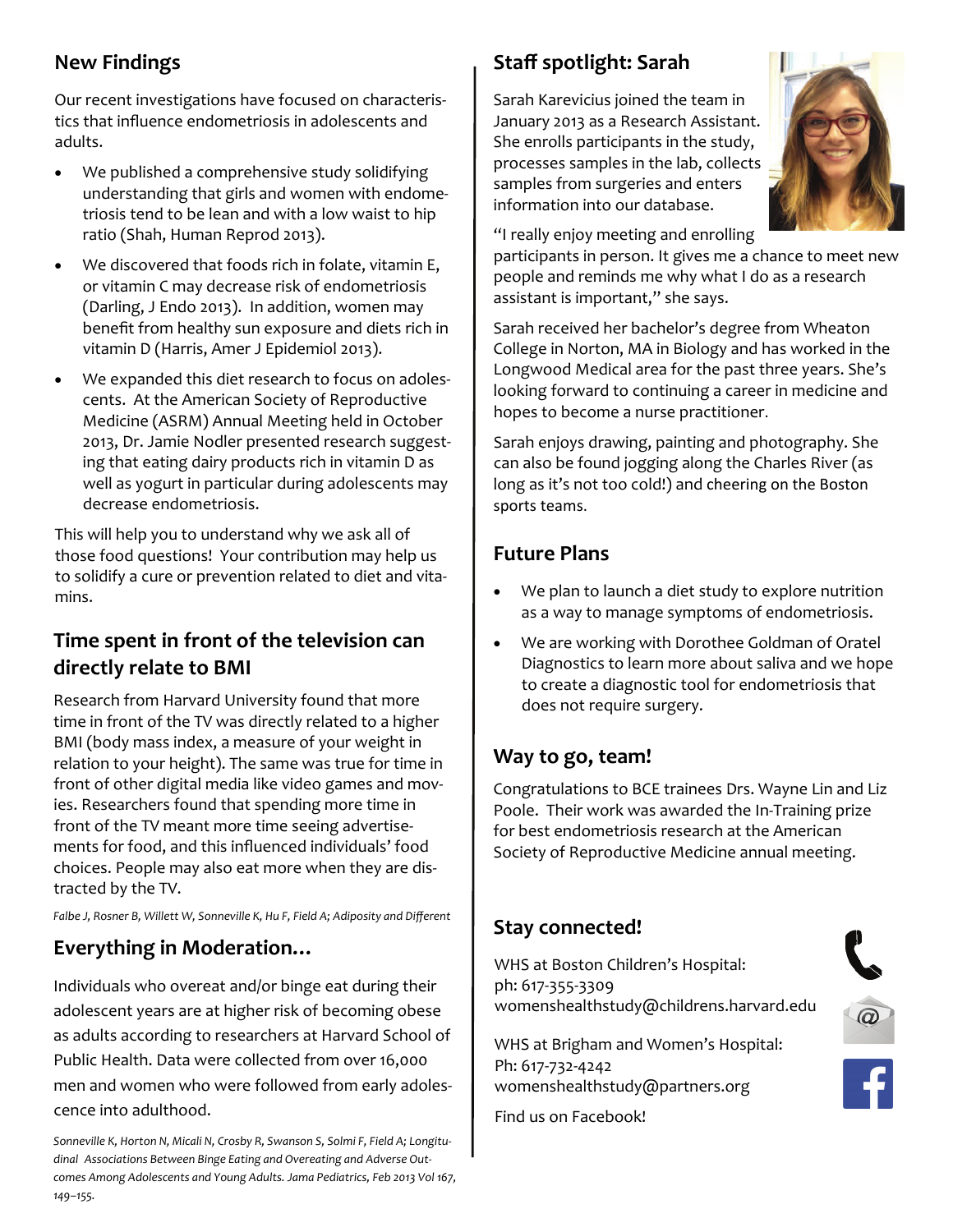## New Findings

Our recent investigations have focused on characteristics that influence endometriosis in adolescents and adults.

- We published a comprehensive study solidifying understanding that girls and women with endometriosis tend to be lean and with a low waist to hip ratio (Shah, Human Reprod 2013).
- We discovered that foods rich in folate, vitamin E, or vitamin C may decrease risk of endometriosis (Darling, J Endo 2013). In addition, women may benefit from healthy sun exposure and diets rich in vitamin D (Harris, Amer J Epidemiol 2013).
- We expanded this diet research to focus on adolescents. At the American Society of Reproductive Medicine (ASRM) Annual Meeting held in October 2013, Dr. Jamie Nodler presented research suggesting that eating dairy products rich in vitamin D as well as yogurt in particular during adolescents may decrease endometriosis.

This will help you to understand why we ask all of those food questions! Your contribution may help us to solidify a cure or prevention related to diet and vitamins.

## Time spent in front of the television can directly relate to BMI

Research from Harvard University found that more time in front of the TV was directly related to a higher BMI (body mass index, a measure of your weight in relation to your height). The same was true for time in front of other digital media like video games and movies. Researchers found that spending more time in front of the TV meant more time seeing advertisements for food, and this influenced individuals' food choices. People may also eat more when they are distracted by the TV.

*Falbe J, Rosner B, Willett W, Sonneville K, Hu F, Field A; Adiposity and Different*

## Everything in Moderation…

Individuals who overeat and/or binge eat during their adolescent years are at higher risk of becoming obese as adults according to researchers at Harvard School of Public Health. Data were collected from over 16,000 men and women who were followed from early adolescence into adulthood.

*Sonneville K, Horton N, Micali N, Crosby R, Swanson S, Solmi F, Field A; Longitudinal Associations Between Binge Eating and Overeating and Adverse Outcomes Among Adolescents and Young Adults. Jama Pediatrics, Feb 2013 Vol 167, 149–155.*

## Staff spotlight: Sarah

Sarah Karevicius joined the team in January 2013 as a Research Assistant. She enrolls participants in the study, processes samples in the lab, collects samples from surgeries and enters information into our database.

"I really enjoy meeting and enrolling participants in person. It gives me a chance to meet new people and reminds me why what I do as a research assistant is important," she says.

Sarah received her bachelor's degree from Wheaton College in Norton, MA in Biology and has worked in the Longwood Medical area for the past three years. She's looking forward to continuing a career in medicine and hopes to become a nurse practitioner.

Sarah enjoys drawing, painting and photography. She can also be found jogging along the Charles River (as long as it's not too cold!) and cheering on the Boston sports teams.

## Future Plans

- We plan to launch a diet study to explore nutrition as a way to manage symptoms of endometriosis.
- We are working with Dorothee Goldman of Oratel Diagnostics to learn more about saliva and we hope to create a diagnostic tool for endometriosis that does not require surgery.

## Way to go, team!

Congratulations to BCE trainees Drs. Wayne Lin and Liz Poole. Their work was awarded the In-Training prize for best endometriosis research at the American Society of Reproductive Medicine annual meeting.

## Stay connected!

WHS at Boston Children's Hospital:
ph: 617-355-3309
womenshealthstudy@childrens.harvard.edu

WHS at Brigham and Women's Hospital:
Ph: 617-732-4242
womenshealthstudy@partners.org

Find us on Facebook!